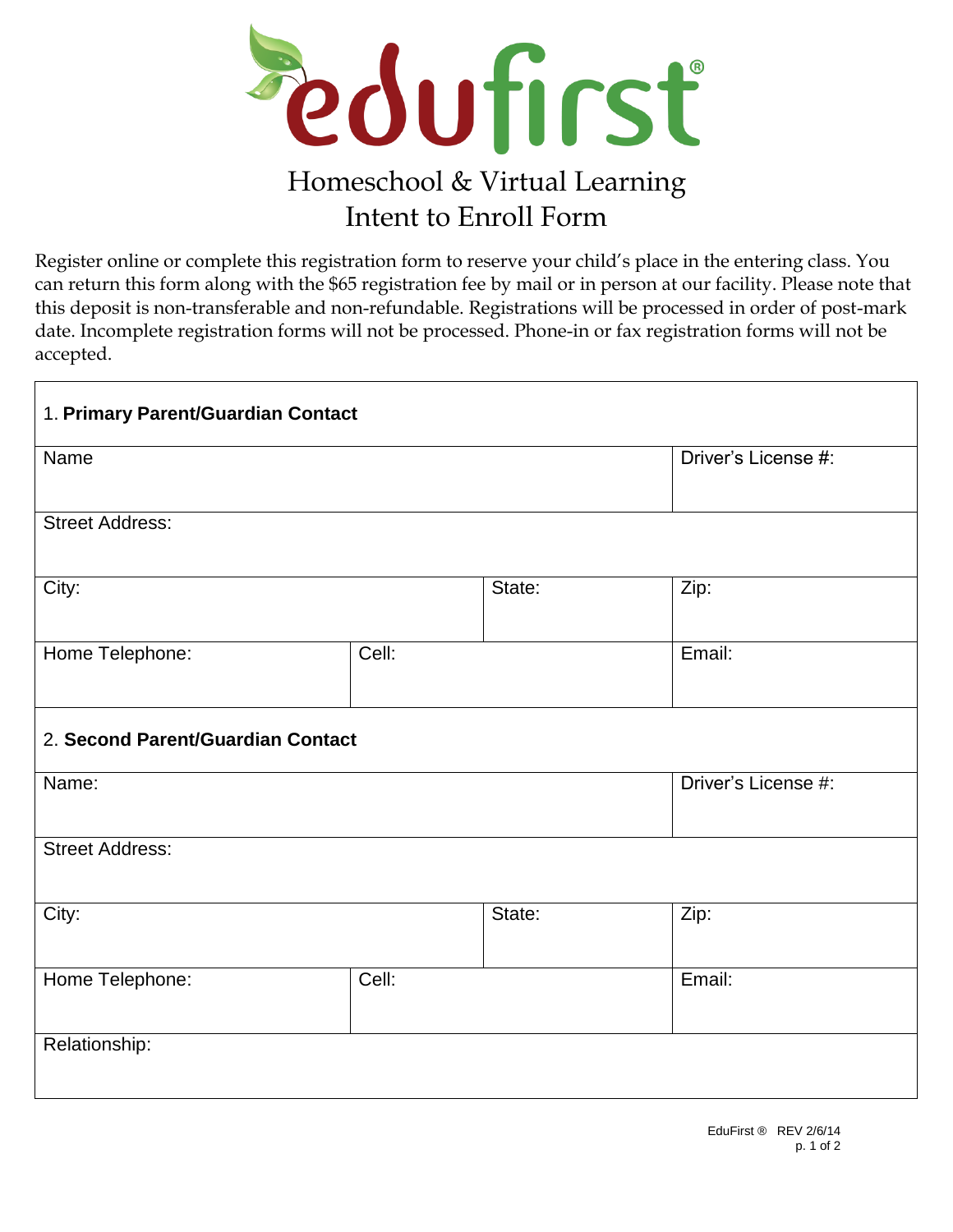# edufirst®

## Homeschool & Virtual Learning
## Intent to Enroll Form

Register online or complete this registration form to reserve your child's place in the entering class. You can return this form along with the $65 registration fee by mail or in person at our facility. Please note that this deposit is non-transferable and non-refundable. Registrations will be processed in order of post-mark date. Incomplete registration forms will not be processed. Phone-in or fax registration forms will not be accepted.

| 1. **Primary Parent/Guardian Contact** | | | |
|---|---|---|---|
| Name | | | Driver's License #: |
| Street Address: | | | |
| City: | | State: | Zip: |
| Home Telephone: | Cell: | | Email: |
| 2. **Second Parent/Guardian Contact** | | | |
| Name: | | | Driver's License #: |
| Street Address: | | | |
| City: | | State: | Zip: |
| Home Telephone: | Cell: | | Email: |
| Relationship: | | | |

EduFirst ® REV 2/6/14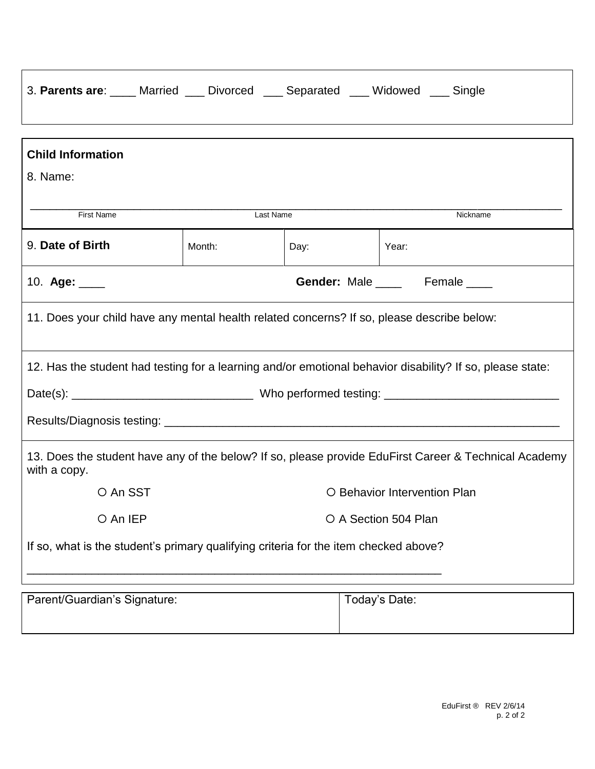3. **Parents are**: ____ Married ___ Divorced ___ Separated ___ Widowed ___ Single

**Child Information**

8. Name:

______________________________________________________________________

First Name Last Name Nickname

| | | | |
|---|---|---|---|
| 9. **Date of Birth** | Month: | Day: | Year: |

10. **Age:** ____ **Gender:** Male ____ Female ____

11. Does your child have any mental health related concerns? If so, please describe below:

12. Has the student had testing for a learning and/or emotional behavior disability? If so, please state:

Date(s): ___________________________ Who performed testing: __________________________

Results/Diagnosis testing: ______________________________________________________________

13. Does the student have any of the below? If so, please provide EduFirst Career & Technical Academy with a copy.

○ An SST

○ Behavior Intervention Plan

○ An IEP

○ A Section 504 Plan

If so, what is the student's primary qualifying criteria for the item checked above?

______________________________________________________________

| | |
|---|---|
| Parent/Guardian's Signature: | Today's Date: |

EduFirst ® REV 2/6/14